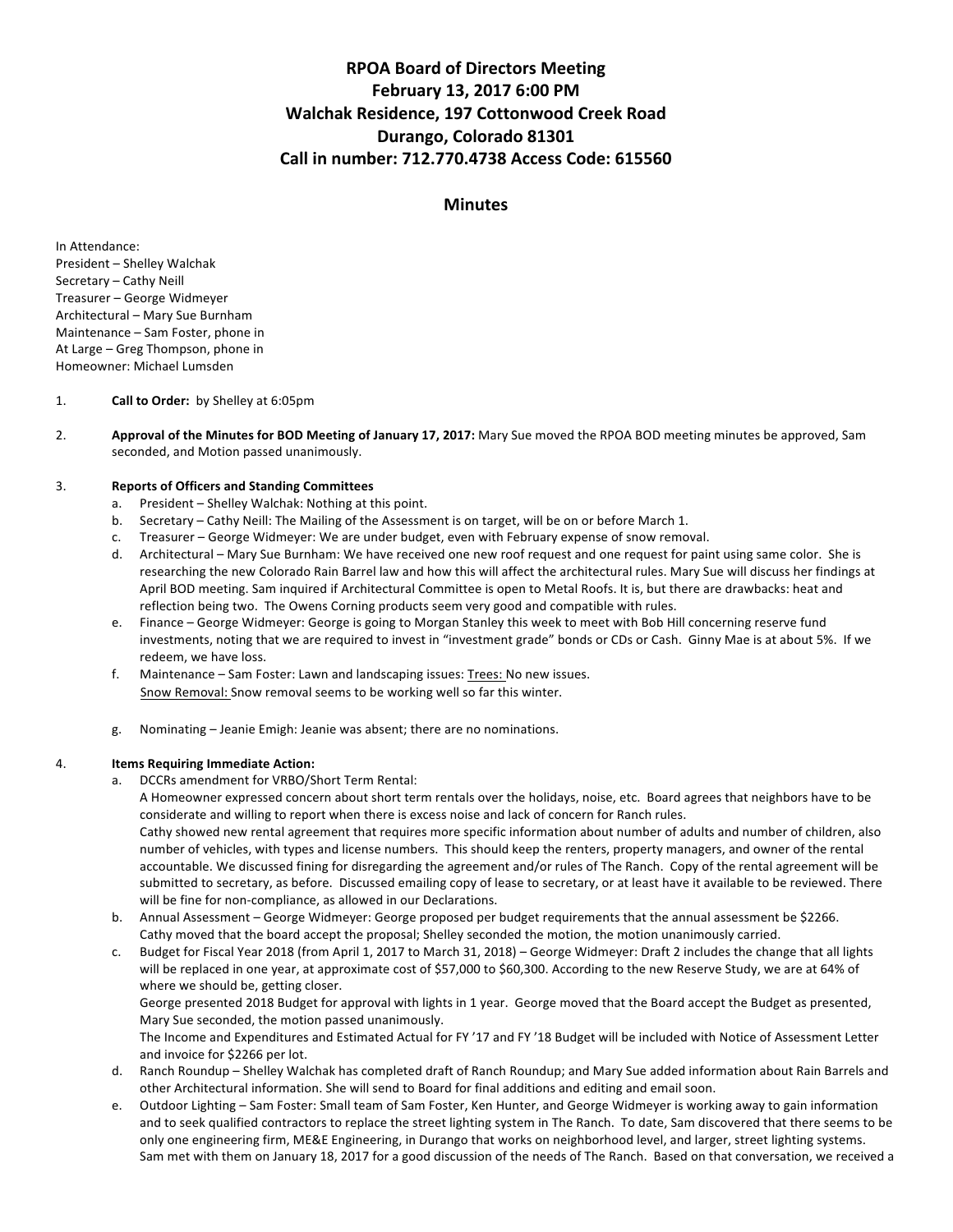# RPOA Board of Directors Meeting
# February 13, 2017 6:00 PM
# Walchak Residence, 197 Cottonwood Creek Road
# Durango, Colorado 81301
# Call in number: 712.770.4738 Access Code: 615560

## Minutes

In Attendance:
President – Shelley Walchak
Secretary – Cathy Neill
Treasurer – George Widmeyer
Architectural – Mary Sue Burnham
Maintenance – Sam Foster, phone in
At Large – Greg Thompson, phone in
Homeowner: Michael Lumsden

1. **Call to Order:** by Shelley at 6:05pm

2. **Approval of the Minutes for BOD Meeting of January 17, 2017:** Mary Sue moved the RPOA BOD meeting minutes be approved, Sam seconded, and Motion passed unanimously.

3. **Reports of Officers and Standing Committees**
   a. President – Shelley Walchak: Nothing at this point.
   b. Secretary – Cathy Neill: The Mailing of the Assessment is on target, will be on or before March 1.
   c. Treasurer – George Widmeyer: We are under budget, even with February expense of snow removal.
   d. Architectural – Mary Sue Burnham: We have received one new roof request and one request for paint using same color. She is researching the new Colorado Rain Barrel law and how this will affect the architectural rules. Mary Sue will discuss her findings at April BOD meeting. Sam inquired if Architectural Committee is open to Metal Roofs. It is, but there are drawbacks: heat and reflection being two. The Owens Corning products seem very good and compatible with rules.
   e. Finance – George Widmeyer: George is going to Morgan Stanley this week to meet with Bob Hill concerning reserve fund investments, noting that we are required to invest in "investment grade" bonds or CDs or Cash. Ginny Mae is at about 5%. If we redeem, we have loss.
   f. Maintenance – Sam Foster: Lawn and landscaping issues: Trees: No new issues.
   Snow Removal: Snow removal seems to be working well so far this winter.

   g. Nominating – Jeanie Emigh: Jeanie was absent; there are no nominations.

4. **Items Requiring Immediate Action:**
   a. DCCRs amendment for VRBO/Short Term Rental:
   A Homeowner expressed concern about short term rentals over the holidays, noise, etc. Board agrees that neighbors have to be considerate and willing to report when there is excess noise and lack of concern for Ranch rules.
   Cathy showed new rental agreement that requires more specific information about number of adults and number of children, also number of vehicles, with types and license numbers. This should keep the renters, property managers, and owner of the rental accountable. We discussed fining for disregarding the agreement and/or rules of The Ranch. Copy of the rental agreement will be submitted to secretary, as before. Discussed emailing copy of lease to secretary, or at least have it available to be reviewed. There will be fine for non-compliance, as allowed in our Declarations.
   b. Annual Assessment – George Widmeyer: George proposed per budget requirements that the annual assessment be $2266. Cathy moved that the board accept the proposal; Shelley seconded the motion, the motion unanimously carried.
   c. Budget for Fiscal Year 2018 (from April 1, 2017 to March 31, 2018) – George Widmeyer: Draft 2 includes the change that all lights will be replaced in one year, at approximate cost of $57,000 to $60,300. According to the new Reserve Study, we are at 64% of where we should be, getting closer.
   George presented 2018 Budget for approval with lights in 1 year. George moved that the Board accept the Budget as presented, Mary Sue seconded, the motion passed unanimously.
   The Income and Expenditures and Estimated Actual for FY '17 and FY '18 Budget will be included with Notice of Assessment Letter and invoice for $2266 per lot.
   d. Ranch Roundup – Shelley Walchak has completed draft of Ranch Roundup; and Mary Sue added information about Rain Barrels and other Architectural information. She will send to Board for final additions and editing and email soon.
   e. Outdoor Lighting – Sam Foster: Small team of Sam Foster, Ken Hunter, and George Widmeyer is working away to gain information and to seek qualified contractors to replace the street lighting system in The Ranch. To date, Sam discovered that there seems to be only one engineering firm, ME&E Engineering, in Durango that works on neighborhood level, and larger, street lighting systems. Sam met with them on January 18, 2017 for a good discussion of the needs of The Ranch. Based on that conversation, we received a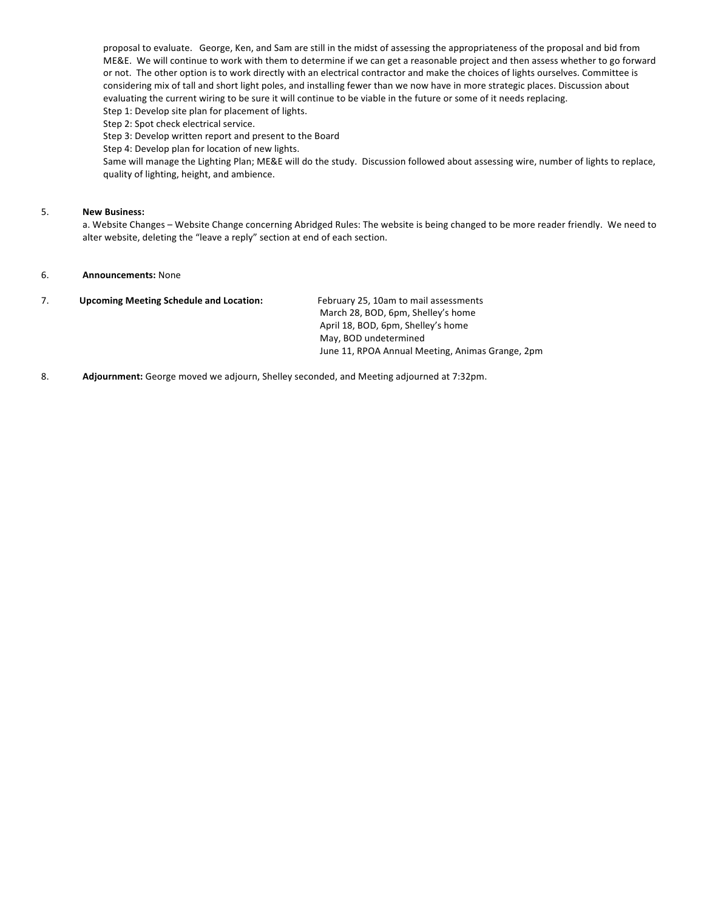proposal to evaluate. George, Ken, and Sam are still in the midst of assessing the appropriateness of the proposal and bid from ME&E. We will continue to work with them to determine if we can get a reasonable project and then assess whether to go forward or not. The other option is to work directly with an electrical contractor and make the choices of lights ourselves. Committee is considering mix of tall and short light poles, and installing fewer than we now have in more strategic places. Discussion about evaluating the current wiring to be sure it will continue to be viable in the future or some of it needs replacing.

Step 1: Develop site plan for placement of lights.

Step 2: Spot check electrical service.

Step 3: Develop written report and present to the Board

Step 4: Develop plan for location of new lights.

Same will manage the Lighting Plan; ME&E will do the study. Discussion followed about assessing wire, number of lights to replace, quality of lighting, height, and ambience.

5. **New Business:**

   a. Website Changes – Website Change concerning Abridged Rules: The website is being changed to be more reader friendly. We need to alter website, deleting the "leave a reply" section at end of each section.

6. **Announcements:** None

7. **Upcoming Meeting Schedule and Location:**

   February 25, 10am to mail assessments
   March 28, BOD, 6pm, Shelley's home
   April 18, BOD, 6pm, Shelley's home
   May, BOD undetermined
   June 11, RPOA Annual Meeting, Animas Grange, 2pm

8. **Adjournment:** George moved we adjourn, Shelley seconded, and Meeting adjourned at 7:32pm.